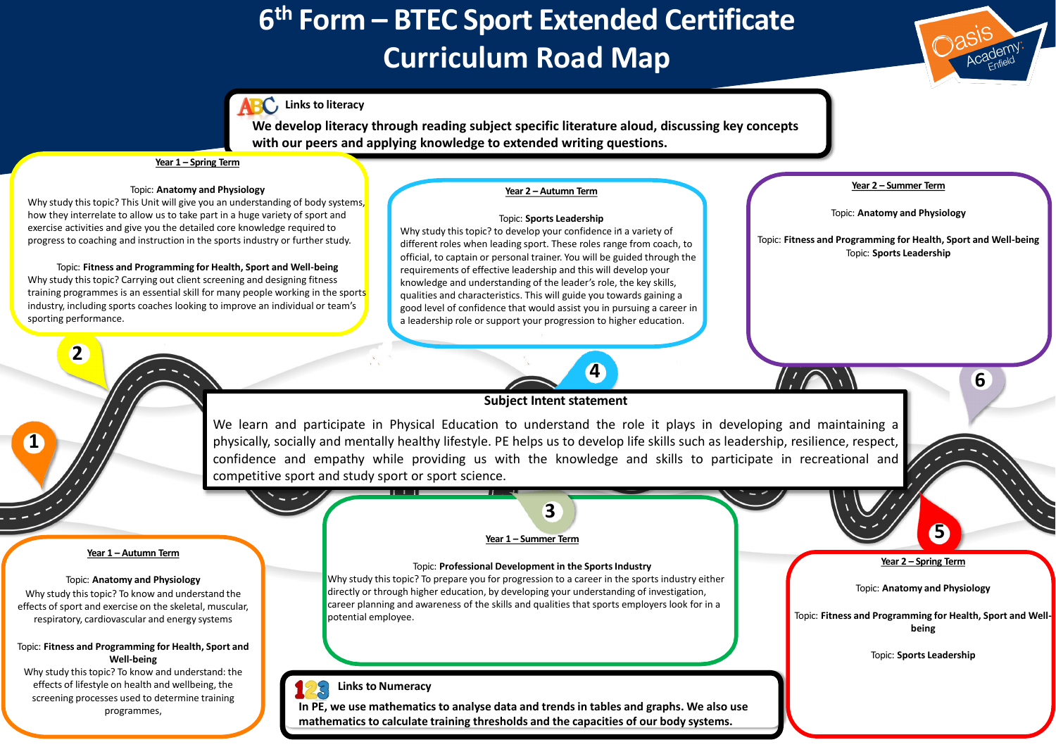# 6th Form – BTEC Sport Extended Certificate Curriculum Road Map

**Links to literacy**

**We develop literacy through reading subject specific literature aloud, discussing key concepts with our peers and applying knowledge to extended writing questions.**

## Subject Intent statement

We learn and participate in Physical Education to understand the role it plays in developing and maintaining a physically, socially and mentally healthy lifestyle. PE helps us to develop life skills such as leadership, resilience, respect, confidence and empathy while providing us with the knowledge and skills to participate in recreational and competitive sport and study sport or sport science.

## 1 – Year 1 – Autumn Term

Topic: **Anatomy and Physiology**

Why study this topic? To know and understand the effects of sport and exercise on the skeletal, muscular, respiratory, cardiovascular and energy systems

Topic: **Fitness and Programming for Health, Sport and Well-being**

Why study this topic? To know and understand: the effects of lifestyle on health and wellbeing, the screening processes used to determine training programmes,

## 2 – Year 1 – Spring Term

Topic: **Anatomy and Physiology**

Why study this topic? This Unit will give you an understanding of body systems, how they interrelate to allow us to take part in a huge variety of sport and exercise activities and give you the detailed core knowledge required to progress to coaching and instruction in the sports industry or further study.

Topic: **Fitness and Programming for Health, Sport and Well-being**

Why study this topic? Carrying out client screening and designing fitness training programmes is an essential skill for many people working in the sports industry, including sports coaches looking to improve an individual or team's sporting performance.

## 3 – Year 1 – Summer Term

Topic: **Professional Development in the Sports Industry**

Why study this topic? To prepare you for progression to a career in the sports industry either directly or through higher education, by developing your understanding of investigation, career planning and awareness of the skills and qualities that sports employers look for in a potential employee.

## 4 – Year 2 – Autumn Term

Topic: **Sports Leadership**

Why study this topic? to develop your confidence in a variety of different roles when leading sport. These roles range from coach, to official, to captain or personal trainer. You will be guided through the requirements of effective leadership and this will develop your knowledge and understanding of the leader's role, the key skills, qualities and characteristics. This will guide you towards gaining a good level of confidence that would assist you in pursuing a career in a leadership role or support your progression to higher education.

## 5 – Year 2 – Spring Term

Topic: **Anatomy and Physiology**

Topic: **Fitness and Programming for Health, Sport and Well-being**

Topic: **Sports Leadership**

## 6 – Year 2 – Summer Term

Topic: **Anatomy and Physiology**

Topic: **Fitness and Programming for Health, Sport and Well-being**

Topic: **Sports Leadership**

**Links to Numeracy**

**In PE, we use mathematics to analyse data and trends in tables and graphs. We also use mathematics to calculate training thresholds and the capacities of our body systems.**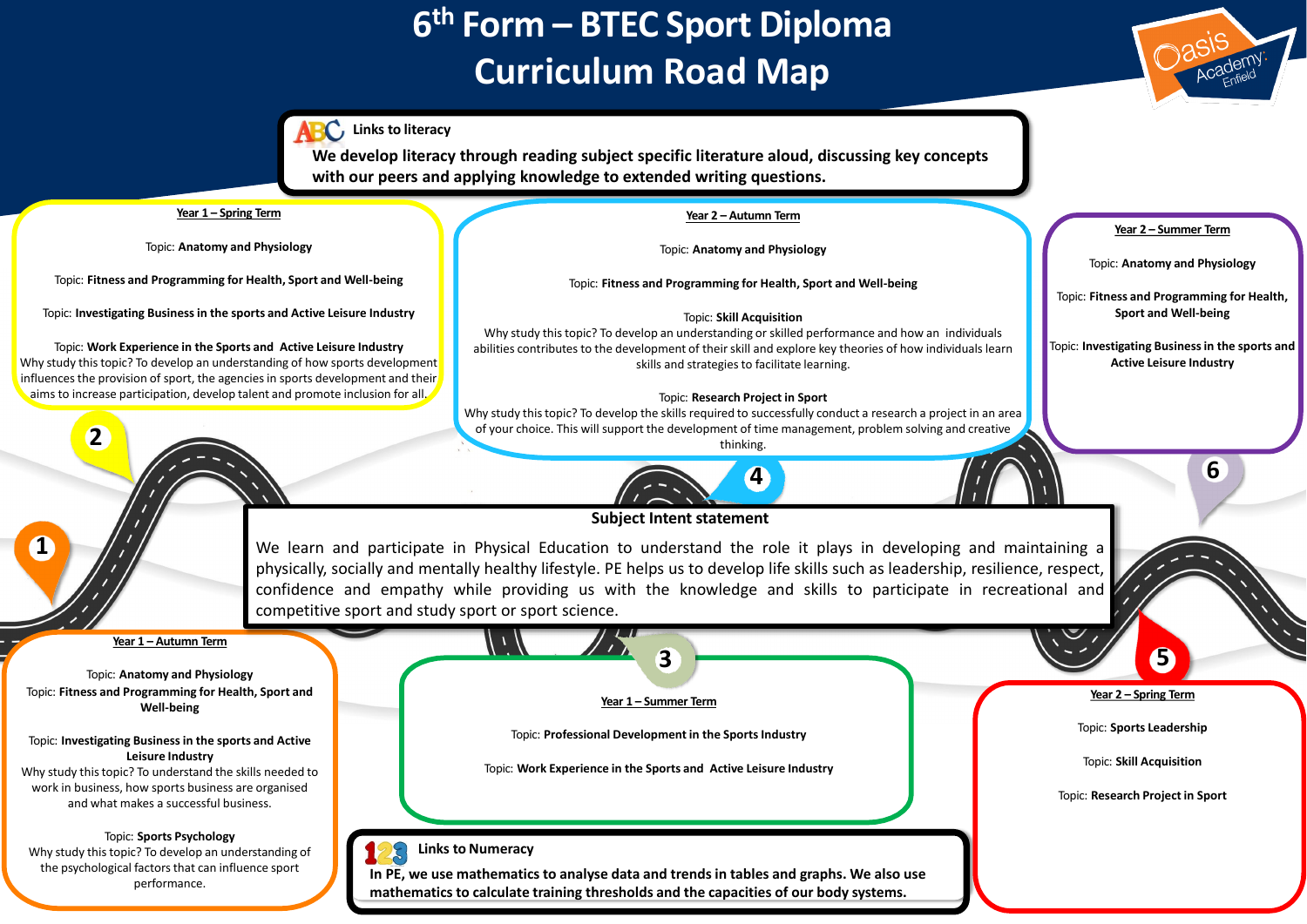# 6th Form – BTEC Sport Diploma Curriculum Road Map

**Links to literacy**

**We develop literacy through reading subject specific literature aloud, discussing key concepts with our peers and applying knowledge to extended writing questions.**

## 1

**Year 1 – Autumn Term**

Topic: **Anatomy and Physiology**

Topic: **Fitness and Programming for Health, Sport and Well-being**

Topic: **Investigating Business in the sports and Active Leisure Industry**

Why study this topic? To understand the skills needed to work in business, how sports business are organised and what makes a successful business.

Topic: **Sports Psychology**

Why study this topic? To develop an understanding of the psychological factors that can influence sport performance.

## 2

**Year 1 – Spring Term**

Topic: **Anatomy and Physiology**

Topic: **Fitness and Programming for Health, Sport and Well-being**

Topic: **Investigating Business in the sports and Active Leisure Industry**

Topic: **Work Experience in the Sports and Active Leisure Industry**

Why study this topic? To develop an understanding of how sports development influences the provision of sport, the agencies in sports development and their aims to increase participation, develop talent and promote inclusion for all.

## 3

**Year 1 – Summer Term**

Topic: **Professional Development in the Sports Industry**

Topic: **Work Experience in the Sports and Active Leisure Industry**

## 4

**Year 2 – Autumn Term**

Topic: **Anatomy and Physiology**

Topic: **Fitness and Programming for Health, Sport and Well-being**

Topic: **Skill Acquisition**

Why study this topic? To develop an understanding or skilled performance and how an individuals abilities contributes to the development of their skill and explore key theories of how individuals learn skills and strategies to facilitate learning.

Topic: **Research Project in Sport**

Why study this topic? To develop the skills required to successfully conduct a research a project in an area of your choice. This will support the development of time management, problem solving and creative thinking.

## 5

**Year 2 – Spring Term**

Topic: **Sports Leadership**

Topic: **Skill Acquisition**

Topic: **Research Project in Sport**

## 6

**Year 2 – Summer Term**

Topic: **Anatomy and Physiology**

Topic: **Fitness and Programming for Health, Sport and Well-being**

Topic: **Investigating Business in the sports and Active Leisure Industry**

## Subject Intent statement

We learn and participate in Physical Education to understand the role it plays in developing and maintaining a physically, socially and mentally healthy lifestyle. PE helps us to develop life skills such as leadership, resilience, respect, confidence and empathy while providing us with the knowledge and skills to participate in recreational and competitive sport and study sport or sport science.

**Links to Numeracy**

**In PE, we use mathematics to analyse data and trends in tables and graphs. We also use mathematics to calculate training thresholds and the capacities of our body systems.**